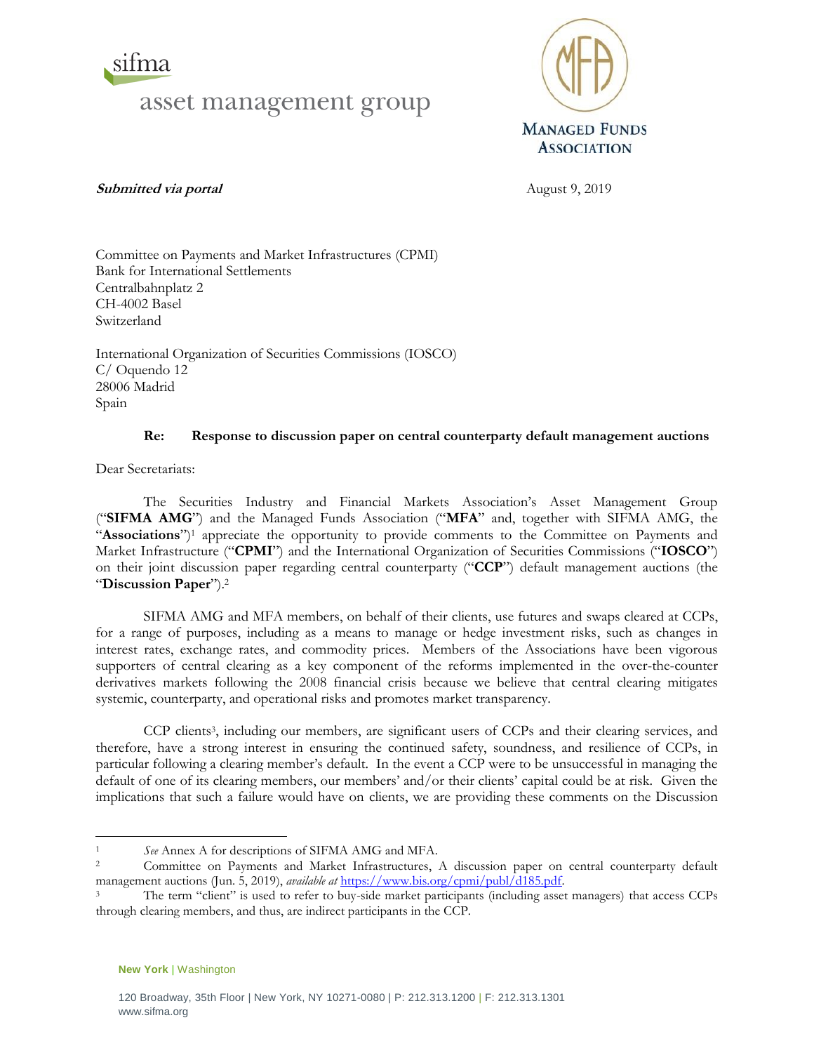sifma asset management group

MANAGED FUNDS ASSOCIATION

***Submitted via portal***

August 9, 2019

Committee on Payments and Market Infrastructures (CPMI)
Bank for International Settlements
Centralbahnplatz 2
CH-4002 Basel
Switzerland

International Organization of Securities Commissions (IOSCO)
C/ Oquendo 12
28006 Madrid
Spain

**Re: Response to discussion paper on central counterparty default management auctions**

Dear Secretariats:

The Securities Industry and Financial Markets Association's Asset Management Group ("**SIFMA AMG**") and the Managed Funds Association ("**MFA**" and, together with SIFMA AMG, the "**Associations**")[1] appreciate the opportunity to provide comments to the Committee on Payments and Market Infrastructure ("**CPMI**") and the International Organization of Securities Commissions ("**IOSCO**") on their joint discussion paper regarding central counterparty ("**CCP**") default management auctions (the "**Discussion Paper**").[2]

SIFMA AMG and MFA members, on behalf of their clients, use futures and swaps cleared at CCPs, for a range of purposes, including as a means to manage or hedge investment risks, such as changes in interest rates, exchange rates, and commodity prices. Members of the Associations have been vigorous supporters of central clearing as a key component of the reforms implemented in the over-the-counter derivatives markets following the 2008 financial crisis because we believe that central clearing mitigates systemic, counterparty, and operational risks and promotes market transparency.

CCP clients[3], including our members, are significant users of CCPs and their clearing services, and therefore, have a strong interest in ensuring the continued safety, soundness, and resilience of CCPs, in particular following a clearing member's default. In the event a CCP were to be unsuccessful in managing the default of one of its clearing members, our members' and/or their clients' capital could be at risk. Given the implications that such a failure would have on clients, we are providing these comments on the Discussion

---

[1] *See* Annex A for descriptions of SIFMA AMG and MFA.

[2] Committee on Payments and Market Infrastructures, A discussion paper on central counterparty default management auctions (Jun. 5, 2019), *available at* https://www.bis.org/cpmi/publ/d185.pdf.

[3] The term "client" is used to refer to buy-side market participants (including asset managers) that access CCPs through clearing members, and thus, are indirect participants in the CCP.

New York | Washington

120 Broadway, 35th Floor | New York, NY 10271-0080 | P: 212.313.1200 | F: 212.313.1301
www.sifma.org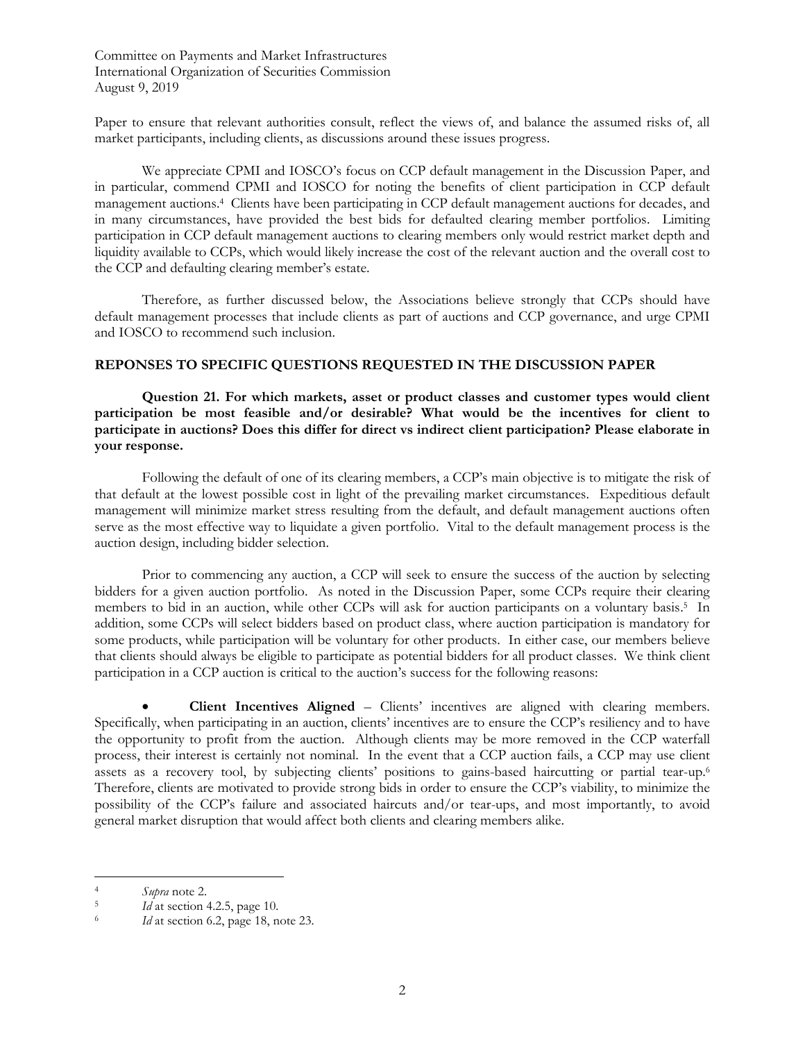Paper to ensure that relevant authorities consult, reflect the views of, and balance the assumed risks of, all market participants, including clients, as discussions around these issues progress.

We appreciate CPMI and IOSCO's focus on CCP default management in the Discussion Paper, and in particular, commend CPMI and IOSCO for noting the benefits of client participation in CCP default management auctions.[4] Clients have been participating in CCP default management auctions for decades, and in many circumstances, have provided the best bids for defaulted clearing member portfolios. Limiting participation in CCP default management auctions to clearing members only would restrict market depth and liquidity available to CCPs, which would likely increase the cost of the relevant auction and the overall cost to the CCP and defaulting clearing member's estate.

Therefore, as further discussed below, the Associations believe strongly that CCPs should have default management processes that include clients as part of auctions and CCP governance, and urge CPMI and IOSCO to recommend such inclusion.

## REPONSES TO SPECIFIC QUESTIONS REQUESTED IN THE DISCUSSION PAPER

**Question 21. For which markets, asset or product classes and customer types would client participation be most feasible and/or desirable? What would be the incentives for client to participate in auctions? Does this differ for direct vs indirect client participation? Please elaborate in your response.**

Following the default of one of its clearing members, a CCP's main objective is to mitigate the risk of that default at the lowest possible cost in light of the prevailing market circumstances. Expeditious default management will minimize market stress resulting from the default, and default management auctions often serve as the most effective way to liquidate a given portfolio. Vital to the default management process is the auction design, including bidder selection.

Prior to commencing any auction, a CCP will seek to ensure the success of the auction by selecting bidders for a given auction portfolio. As noted in the Discussion Paper, some CCPs require their clearing members to bid in an auction, while other CCPs will ask for auction participants on a voluntary basis.[5] In addition, some CCPs will select bidders based on product class, where auction participation is mandatory for some products, while participation will be voluntary for other products. In either case, our members believe that clients should always be eligible to participate as potential bidders for all product classes. We think client participation in a CCP auction is critical to the auction's success for the following reasons:

- **Client Incentives Aligned** – Clients' incentives are aligned with clearing members. Specifically, when participating in an auction, clients' incentives are to ensure the CCP's resiliency and to have the opportunity to profit from the auction. Although clients may be more removed in the CCP waterfall process, their interest is certainly not nominal. In the event that a CCP auction fails, a CCP may use client assets as a recovery tool, by subjecting clients' positions to gains-based haircutting or partial tear-up.[6] Therefore, clients are motivated to provide strong bids in order to ensure the CCP's viability, to minimize the possibility of the CCP's failure and associated haircuts and/or tear-ups, and most importantly, to avoid general market disruption that would affect both clients and clearing members alike.

---

[4] *Supra* note 2.

[5] *Id* at section 4.2.5, page 10.

[6] *Id* at section 6.2, page 18, note 23.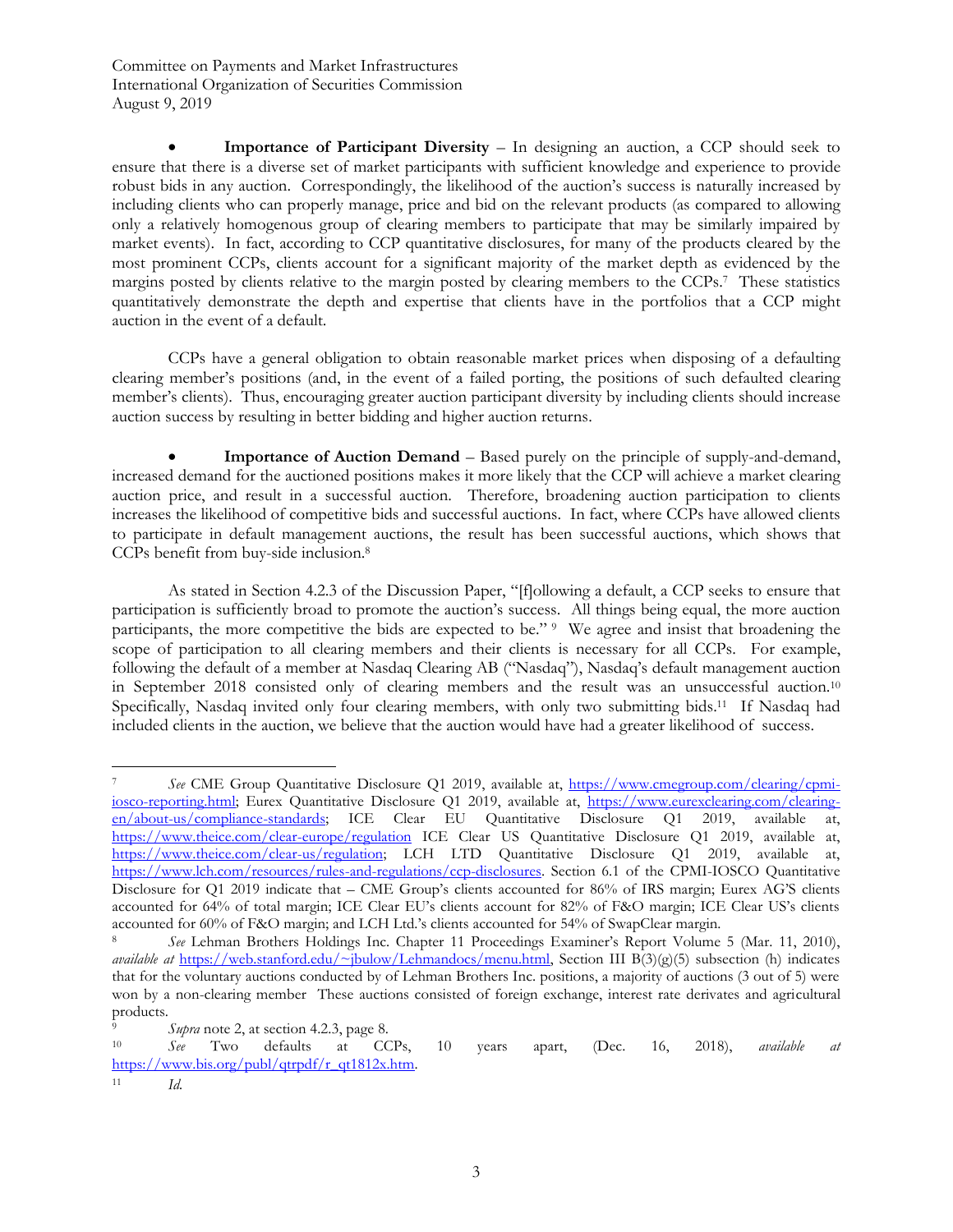- **Importance of Participant Diversity** – In designing an auction, a CCP should seek to ensure that there is a diverse set of market participants with sufficient knowledge and experience to provide robust bids in any auction. Correspondingly, the likelihood of the auction's success is naturally increased by including clients who can properly manage, price and bid on the relevant products (as compared to allowing only a relatively homogenous group of clearing members to participate that may be similarly impaired by market events). In fact, according to CCP quantitative disclosures, for many of the products cleared by the most prominent CCPs, clients account for a significant majority of the market depth as evidenced by the margins posted by clients relative to the margin posted by clearing members to the CCPs.[7] These statistics quantitatively demonstrate the depth and expertise that clients have in the portfolios that a CCP might auction in the event of a default.

CCPs have a general obligation to obtain reasonable market prices when disposing of a defaulting clearing member's positions (and, in the event of a failed porting, the positions of such defaulted clearing member's clients). Thus, encouraging greater auction participant diversity by including clients should increase auction success by resulting in better bidding and higher auction returns.

- **Importance of Auction Demand** – Based purely on the principle of supply-and-demand, increased demand for the auctioned positions makes it more likely that the CCP will achieve a market clearing auction price, and result in a successful auction. Therefore, broadening auction participation to clients increases the likelihood of competitive bids and successful auctions. In fact, where CCPs have allowed clients to participate in default management auctions, the result has been successful auctions, which shows that CCPs benefit from buy-side inclusion.[8]

As stated in Section 4.2.3 of the Discussion Paper, "[f]ollowing a default, a CCP seeks to ensure that participation is sufficiently broad to promote the auction's success. All things being equal, the more auction participants, the more competitive the bids are expected to be." [9] We agree and insist that broadening the scope of participation to all clearing members and their clients is necessary for all CCPs. For example, following the default of a member at Nasdaq Clearing AB ("Nasdaq"), Nasdaq's default management auction in September 2018 consisted only of clearing members and the result was an unsuccessful auction.[10] Specifically, Nasdaq invited only four clearing members, with only two submitting bids.[11] If Nasdaq had included clients in the auction, we believe that the auction would have had a greater likelihood of success.

---

[7] *See* CME Group Quantitative Disclosure Q1 2019, available at, https://www.cmegroup.com/clearing/cpmi-iosco-reporting.html; Eurex Quantitative Disclosure Q1 2019, available at, https://www.eurexclearing.com/clearing-en/about-us/compliance-standards; ICE Clear EU Quantitative Disclosure Q1 2019, available at, https://www.theice.com/clear-europe/regulation ICE Clear US Quantitative Disclosure Q1 2019, available at, https://www.theice.com/clear-us/regulation; LCH LTD Quantitative Disclosure Q1 2019, available at, https://www.lch.com/resources/rules-and-regulations/ccp-disclosures. Section 6.1 of the CPMI-IOSCO Quantitative Disclosure for Q1 2019 indicate that – CME Group's clients accounted for 86% of IRS margin; Eurex AG'S clients accounted for 64% of total margin; ICE Clear EU's clients account for 82% of F&O margin; ICE Clear US's clients accounted for 60% of F&O margin; and LCH Ltd.'s clients accounted for 54% of SwapClear margin.

[8] *See* Lehman Brothers Holdings Inc. Chapter 11 Proceedings Examiner's Report Volume 5 (Mar. 11, 2010), *available at* https://web.stanford.edu/~jbulow/Lehmandocs/menu.html, Section III B(3)(g)(5) subsection (h) indicates that for the voluntary auctions conducted by of Lehman Brothers Inc. positions, a majority of auctions (3 out of 5) were won by a non-clearing member These auctions consisted of foreign exchange, interest rate derivates and agricultural products.

[9] *Supra* note 2, at section 4.2.3, page 8.

[10] *See* Two defaults at CCPs, 10 years apart, (Dec. 16, 2018), *available at* https://www.bis.org/publ/qtrpdf/r_qt1812x.htm.

[11] *Id.*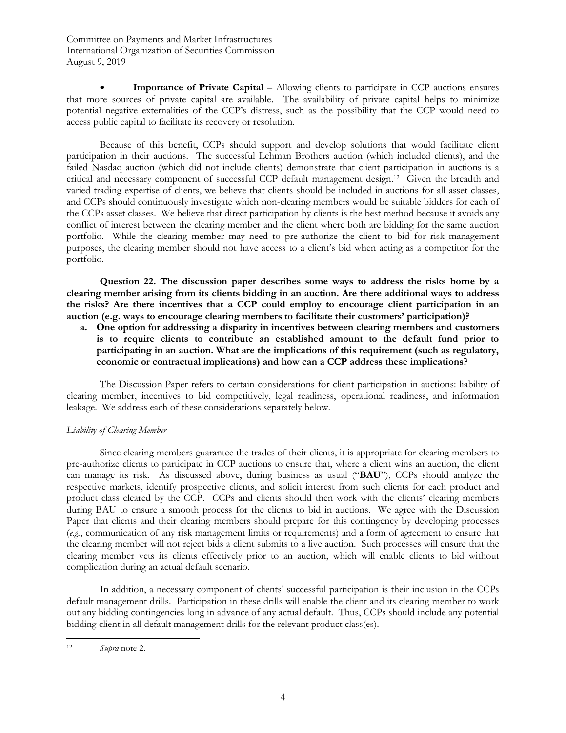- **Importance of Private Capital** – Allowing clients to participate in CCP auctions ensures that more sources of private capital are available. The availability of private capital helps to minimize potential negative externalities of the CCP's distress, such as the possibility that the CCP would need to access public capital to facilitate its recovery or resolution.

Because of this benefit, CCPs should support and develop solutions that would facilitate client participation in their auctions. The successful Lehman Brothers auction (which included clients), and the failed Nasdaq auction (which did not include clients) demonstrate that client participation in auctions is a critical and necessary component of successful CCP default management design.[12] Given the breadth and varied trading expertise of clients, we believe that clients should be included in auctions for all asset classes, and CCPs should continuously investigate which non-clearing members would be suitable bidders for each of the CCPs asset classes. We believe that direct participation by clients is the best method because it avoids any conflict of interest between the clearing member and the client where both are bidding for the same auction portfolio. While the clearing member may need to pre-authorize the client to bid for risk management purposes, the clearing member should not have access to a client's bid when acting as a competitor for the portfolio.

**Question 22. The discussion paper describes some ways to address the risks borne by a clearing member arising from its clients bidding in an auction. Are there additional ways to address the risks? Are there incentives that a CCP could employ to encourage client participation in an auction (e.g. ways to encourage clearing members to facilitate their customers' participation)?**

a. **One option for addressing a disparity in incentives between clearing members and customers is to require clients to contribute an established amount to the default fund prior to participating in an auction. What are the implications of this requirement (such as regulatory, economic or contractual implications) and how can a CCP address these implications?**

The Discussion Paper refers to certain considerations for client participation in auctions: liability of clearing member, incentives to bid competitively, legal readiness, operational readiness, and information leakage. We address each of these considerations separately below.

*Liability of Clearing Member*

Since clearing members guarantee the trades of their clients, it is appropriate for clearing members to pre-authorize clients to participate in CCP auctions to ensure that, where a client wins an auction, the client can manage its risk. As discussed above, during business as usual ("**BAU**"), CCPs should analyze the respective markets, identify prospective clients, and solicit interest from such clients for each product and product class cleared by the CCP. CCPs and clients should then work with the clients' clearing members during BAU to ensure a smooth process for the clients to bid in auctions. We agree with the Discussion Paper that clients and their clearing members should prepare for this contingency by developing processes (*e.g.*, communication of any risk management limits or requirements) and a form of agreement to ensure that the clearing member will not reject bids a client submits to a live auction. Such processes will ensure that the clearing member vets its clients effectively prior to an auction, which will enable clients to bid without complication during an actual default scenario.

In addition, a necessary component of clients' successful participation is their inclusion in the CCPs default management drills. Participation in these drills will enable the client and its clearing member to work out any bidding contingencies long in advance of any actual default. Thus, CCPs should include any potential bidding client in all default management drills for the relevant product class(es).

---

[12] *Supra* note 2.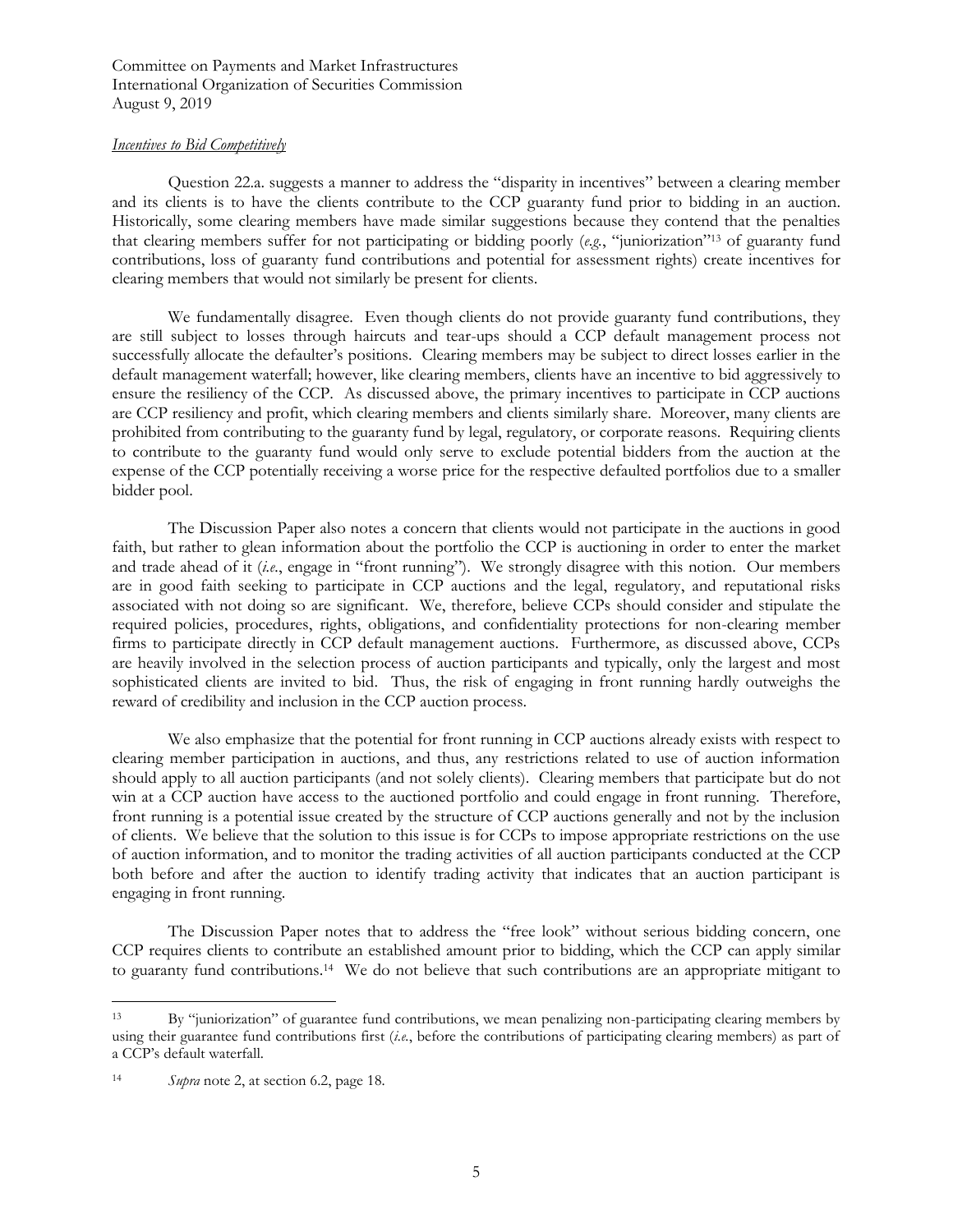*Incentives to Bid Competitively*

Question 22.a. suggests a manner to address the "disparity in incentives" between a clearing member and its clients is to have the clients contribute to the CCP guaranty fund prior to bidding in an auction. Historically, some clearing members have made similar suggestions because they contend that the penalties that clearing members suffer for not participating or bidding poorly (*e.g.*, "juniorization"[13] of guaranty fund contributions, loss of guaranty fund contributions and potential for assessment rights) create incentives for clearing members that would not similarly be present for clients.

We fundamentally disagree. Even though clients do not provide guaranty fund contributions, they are still subject to losses through haircuts and tear-ups should a CCP default management process not successfully allocate the defaulter's positions. Clearing members may be subject to direct losses earlier in the default management waterfall; however, like clearing members, clients have an incentive to bid aggressively to ensure the resiliency of the CCP. As discussed above, the primary incentives to participate in CCP auctions are CCP resiliency and profit, which clearing members and clients similarly share. Moreover, many clients are prohibited from contributing to the guaranty fund by legal, regulatory, or corporate reasons. Requiring clients to contribute to the guaranty fund would only serve to exclude potential bidders from the auction at the expense of the CCP potentially receiving a worse price for the respective defaulted portfolios due to a smaller bidder pool.

The Discussion Paper also notes a concern that clients would not participate in the auctions in good faith, but rather to glean information about the portfolio the CCP is auctioning in order to enter the market and trade ahead of it (*i.e.*, engage in "front running"). We strongly disagree with this notion. Our members are in good faith seeking to participate in CCP auctions and the legal, regulatory, and reputational risks associated with not doing so are significant. We, therefore, believe CCPs should consider and stipulate the required policies, procedures, rights, obligations, and confidentiality protections for non-clearing member firms to participate directly in CCP default management auctions. Furthermore, as discussed above, CCPs are heavily involved in the selection process of auction participants and typically, only the largest and most sophisticated clients are invited to bid. Thus, the risk of engaging in front running hardly outweighs the reward of credibility and inclusion in the CCP auction process.

We also emphasize that the potential for front running in CCP auctions already exists with respect to clearing member participation in auctions, and thus, any restrictions related to use of auction information should apply to all auction participants (and not solely clients). Clearing members that participate but do not win at a CCP auction have access to the auctioned portfolio and could engage in front running. Therefore, front running is a potential issue created by the structure of CCP auctions generally and not by the inclusion of clients. We believe that the solution to this issue is for CCPs to impose appropriate restrictions on the use of auction information, and to monitor the trading activities of all auction participants conducted at the CCP both before and after the auction to identify trading activity that indicates that an auction participant is engaging in front running.

The Discussion Paper notes that to address the "free look" without serious bidding concern, one CCP requires clients to contribute an established amount prior to bidding, which the CCP can apply similar to guaranty fund contributions.[14] We do not believe that such contributions are an appropriate mitigant to

---

[13] By "juniorization" of guarantee fund contributions, we mean penalizing non-participating clearing members by using their guarantee fund contributions first (*i.e.*, before the contributions of participating clearing members) as part of a CCP's default waterfall.

[14] *Supra* note 2, at section 6.2, page 18.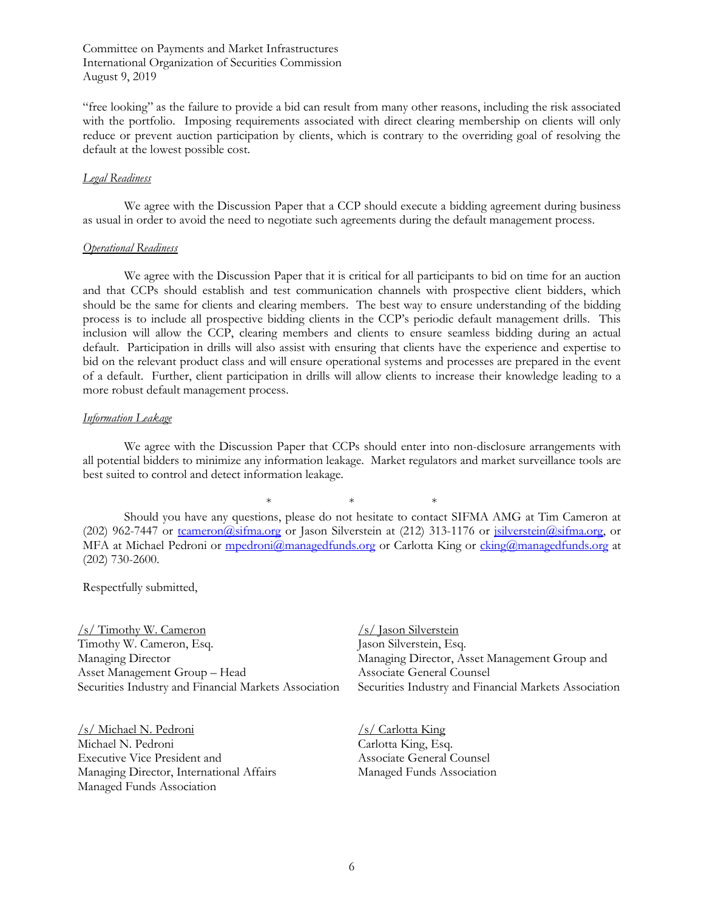"free looking" as the failure to provide a bid can result from many other reasons, including the risk associated with the portfolio. Imposing requirements associated with direct clearing membership on clients will only reduce or prevent auction participation by clients, which is contrary to the overriding goal of resolving the default at the lowest possible cost.

*Legal Readiness*

We agree with the Discussion Paper that a CCP should execute a bidding agreement during business as usual in order to avoid the need to negotiate such agreements during the default management process.

*Operational Readiness*

We agree with the Discussion Paper that it is critical for all participants to bid on time for an auction and that CCPs should establish and test communication channels with prospective client bidders, which should be the same for clients and clearing members. The best way to ensure understanding of the bidding process is to include all prospective bidding clients in the CCP's periodic default management drills. This inclusion will allow the CCP, clearing members and clients to ensure seamless bidding during an actual default. Participation in drills will also assist with ensuring that clients have the experience and expertise to bid on the relevant product class and will ensure operational systems and processes are prepared in the event of a default. Further, client participation in drills will allow clients to increase their knowledge leading to a more robust default management process.

*Information Leakage*

We agree with the Discussion Paper that CCPs should enter into non-disclosure arrangements with all potential bidders to minimize any information leakage. Market regulators and market surveillance tools are best suited to control and detect information leakage.

\* \* \*

Should you have any questions, please do not hesitate to contact SIFMA AMG at Tim Cameron at (202) 962-7447 or tcameron@sifma.org or Jason Silverstein at (212) 313-1176 or jsilverstein@sifma.org, or MFA at Michael Pedroni or mpedroni@managedfunds.org or Carlotta King or cking@managedfunds.org at (202) 730-2600.

Respectfully submitted,

/s/ Timothy W. Cameron
Timothy W. Cameron, Esq.
Managing Director
Asset Management Group – Head
Securities Industry and Financial Markets Association

/s/ Jason Silverstein
Jason Silverstein, Esq.
Managing Director, Asset Management Group and
Associate General Counsel
Securities Industry and Financial Markets Association

/s/ Michael N. Pedroni
Michael N. Pedroni
Executive Vice President and
Managing Director, International Affairs
Managed Funds Association

/s/ Carlotta King
Carlotta King, Esq.
Associate General Counsel
Managed Funds Association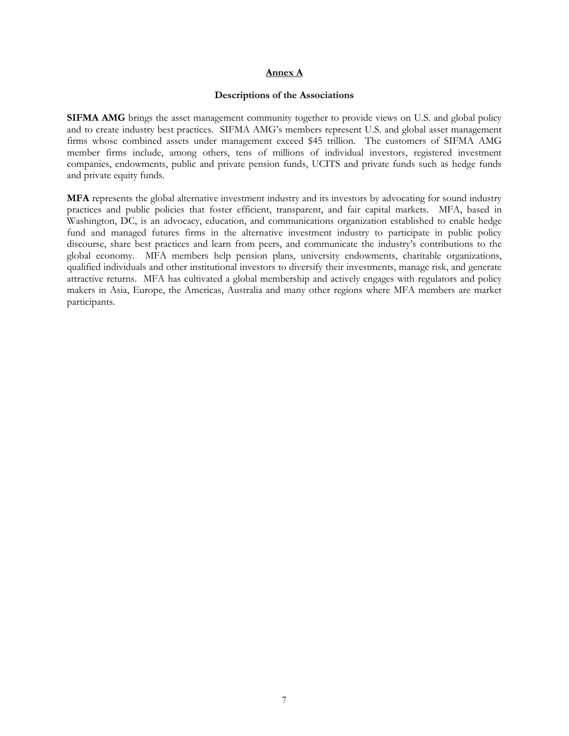## Annex A

### Descriptions of the Associations

**SIFMA AMG** brings the asset management community together to provide views on U.S. and global policy and to create industry best practices. SIFMA AMG's members represent U.S. and global asset management firms whose combined assets under management exceed $45 trillion. The customers of SIFMA AMG member firms include, among others, tens of millions of individual investors, registered investment companies, endowments, public and private pension funds, UCITS and private funds such as hedge funds and private equity funds.

**MFA** represents the global alternative investment industry and its investors by advocating for sound industry practices and public policies that foster efficient, transparent, and fair capital markets. MFA, based in Washington, DC, is an advocacy, education, and communications organization established to enable hedge fund and managed futures firms in the alternative investment industry to participate in public policy discourse, share best practices and learn from peers, and communicate the industry's contributions to the global economy. MFA members help pension plans, university endowments, charitable organizations, qualified individuals and other institutional investors to diversify their investments, manage risk, and generate attractive returns. MFA has cultivated a global membership and actively engages with regulators and policy makers in Asia, Europe, the Americas, Australia and many other regions where MFA members are market participants.